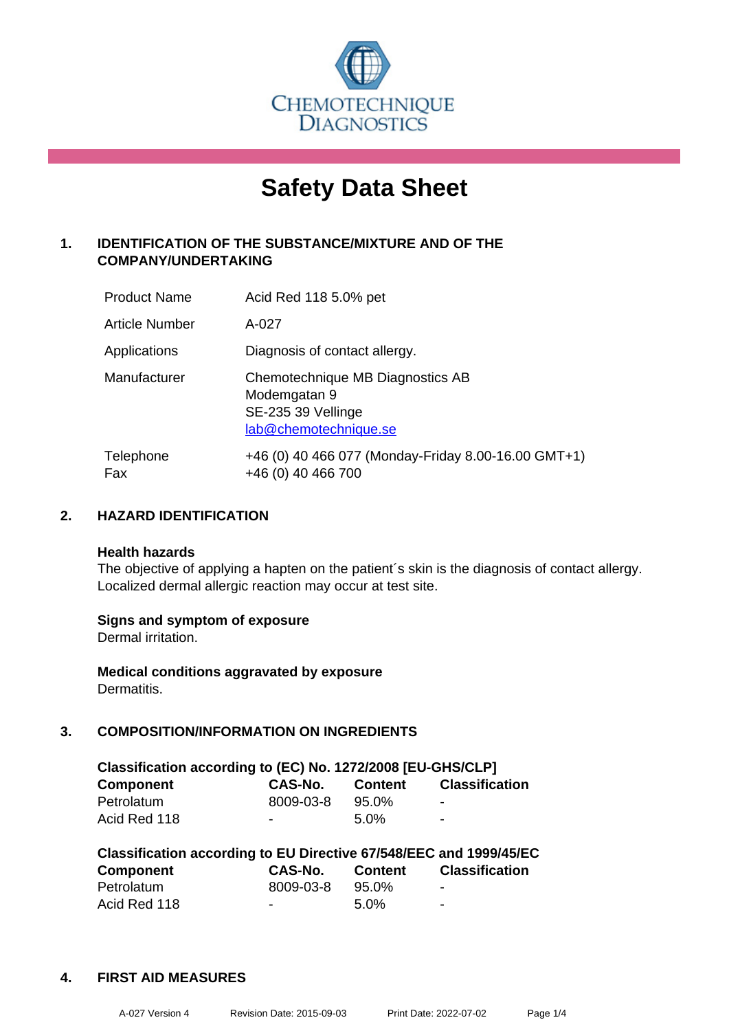CHEMOTECHNIQUE DIAGNOSTICS

# Safety Data Sheet

## 1. IDENTIFICATION OF THE SUBSTANCE/MIXTURE AND OF THE COMPANY/UNDERTAKING

| | |
|---|---|
| Product Name | Acid Red 118 5.0% pet |
| Article Number | A-027 |
| Applications | Diagnosis of contact allergy. |
| Manufacturer | Chemotechnique MB Diagnostics AB<br>Modemgatan 9<br>SE-235 39 Vellinge<br>lab@chemotechnique.se |
| Telephone<br>Fax | +46 (0) 40 466 077 (Monday-Friday 8.00-16.00 GMT+1)<br>+46 (0) 40 466 700 |

## 2. HAZARD IDENTIFICATION

**Health hazards**

The objective of applying a hapten on the patient´s skin is the diagnosis of contact allergy. Localized dermal allergic reaction may occur at test site.

**Signs and symptom of exposure**

Dermal irritation.

**Medical conditions aggravated by exposure**

Dermatitis.

## 3. COMPOSITION/INFORMATION ON INGREDIENTS

**Classification according to (EC) No. 1272/2008 [EU-GHS/CLP]**

| Component | CAS-No. | Content | Classification |
|---|---|---|---|
| Petrolatum | 8009-03-8 | 95.0% | - |
| Acid Red 118 | - | 5.0% | - |

**Classification according to EU Directive 67/548/EEC and 1999/45/EC**

| Component | CAS-No. | Content | Classification |
|---|---|---|---|
| Petrolatum | 8009-03-8 | 95.0% | - |
| Acid Red 118 | - | 5.0% | - |

## 4. FIRST AID MEASURES

A-027 Version 4 Revision Date: 2015-09-03 Print Date: 2022-07-02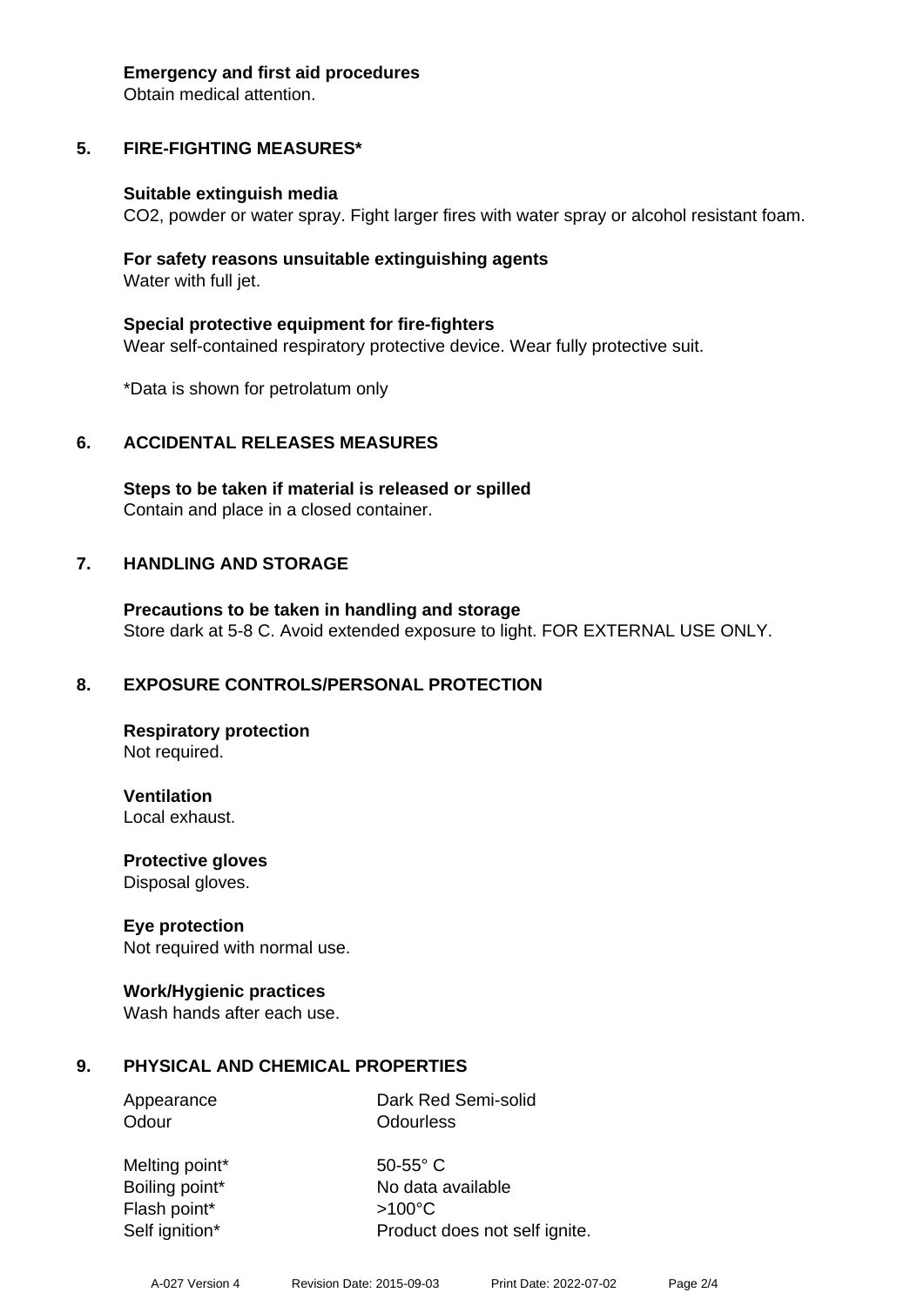**Emergency and first aid procedures**
Obtain medical attention.

## 5. FIRE-FIGHTING MEASURES*

**Suitable extinguish media**
$CO_2$, powder or water spray. Fight larger fires with water spray or alcohol resistant foam.

**For safety reasons unsuitable extinguishing agents**
Water with full jet.

**Special protective equipment for fire-fighters**
Wear self-contained respiratory protective device. Wear fully protective suit.

*Data is shown for petrolatum only

## 6. ACCIDENTAL RELEASES MEASURES

**Steps to be taken if material is released or spilled**
Contain and place in a closed container.

## 7. HANDLING AND STORAGE

**Precautions to be taken in handling and storage**
Store dark at 5-8 C. Avoid extended exposure to light. FOR EXTERNAL USE ONLY.

## 8. EXPOSURE CONTROLS/PERSONAL PROTECTION

**Respiratory protection**
Not required.

**Ventilation**
Local exhaust.

**Protective gloves**
Disposal gloves.

**Eye protection**
Not required with normal use.

**Work/Hygienic practices**
Wash hands after each use.

## 9. PHYSICAL AND CHEMICAL PROPERTIES

| | |
|---|---|
| Appearance | Dark Red Semi-solid |
| Odour | Odourless |
| Melting point* | 50-55° C |
| Boiling point* | No data available |
| Flash point* | >100°C |
| Self ignition* | Product does not self ignite. |

A-027 Version 4 Revision Date: 2015-09-03 Print Date: 2022-07-02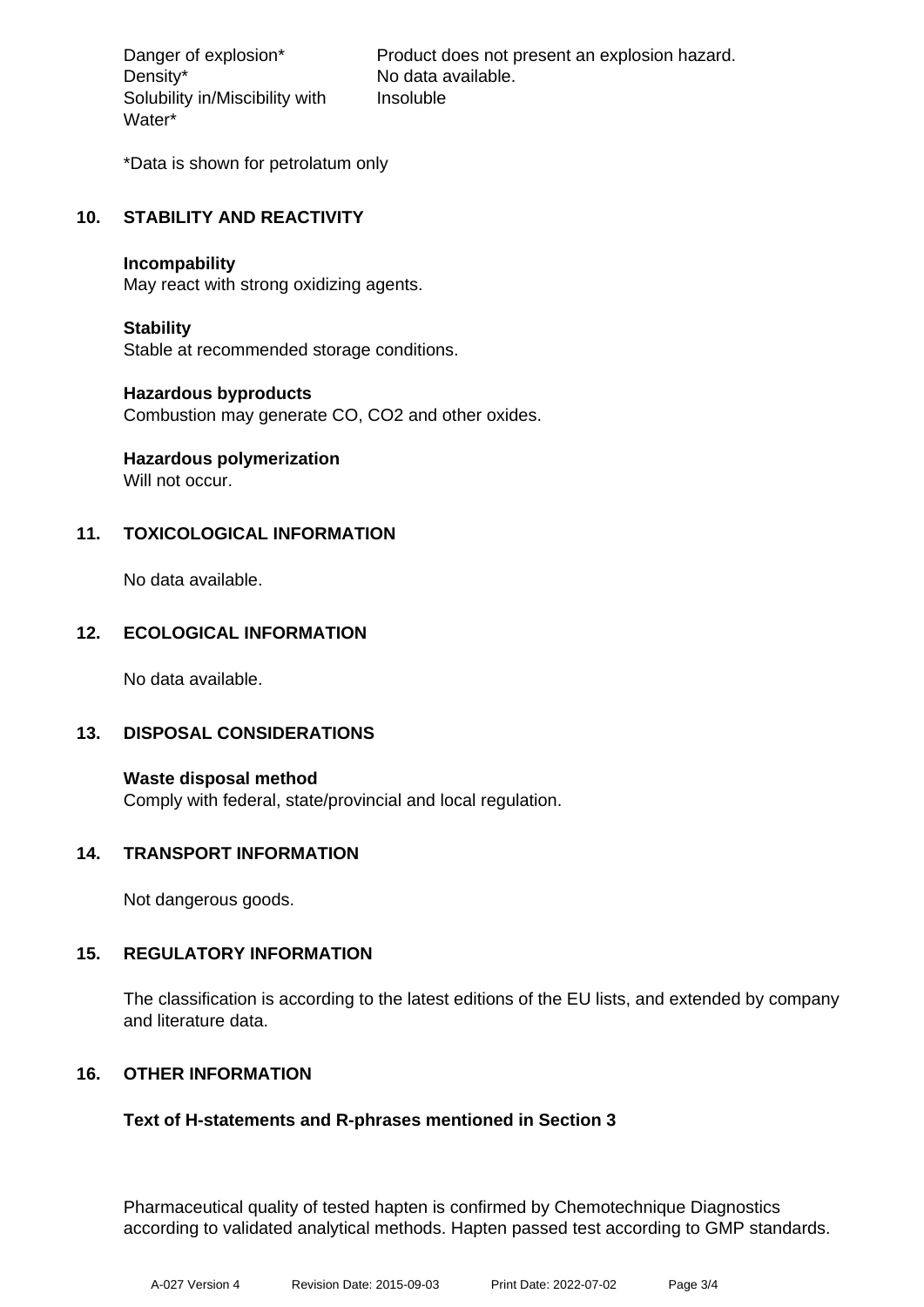| | |
|---|---|
| Danger of explosion* | Product does not present an explosion hazard. |
| Density* | No data available. |
| Solubility in/Miscibility with Water* | Insoluble |

*Data is shown for petrolatum only

## 10. STABILITY AND REACTIVITY

**Incompability**
May react with strong oxidizing agents.

**Stability**
Stable at recommended storage conditions.

**Hazardous byproducts**
Combustion may generate CO, $CO_2$ and other oxides.

**Hazardous polymerization**
Will not occur.

## 11. TOXICOLOGICAL INFORMATION

No data available.

## 12. ECOLOGICAL INFORMATION

No data available.

## 13. DISPOSAL CONSIDERATIONS

**Waste disposal method**
Comply with federal, state/provincial and local regulation.

## 14. TRANSPORT INFORMATION

Not dangerous goods.

## 15. REGULATORY INFORMATION

The classification is according to the latest editions of the EU lists, and extended by company and literature data.

## 16. OTHER INFORMATION

**Text of H-statements and R-phrases mentioned in Section 3**

Pharmaceutical quality of tested hapten is confirmed by Chemotechnique Diagnostics according to validated analytical methods. Hapten passed test according to GMP standards.

A-027 Version 4 Revision Date: 2015-09-03 Print Date: 2022-07-02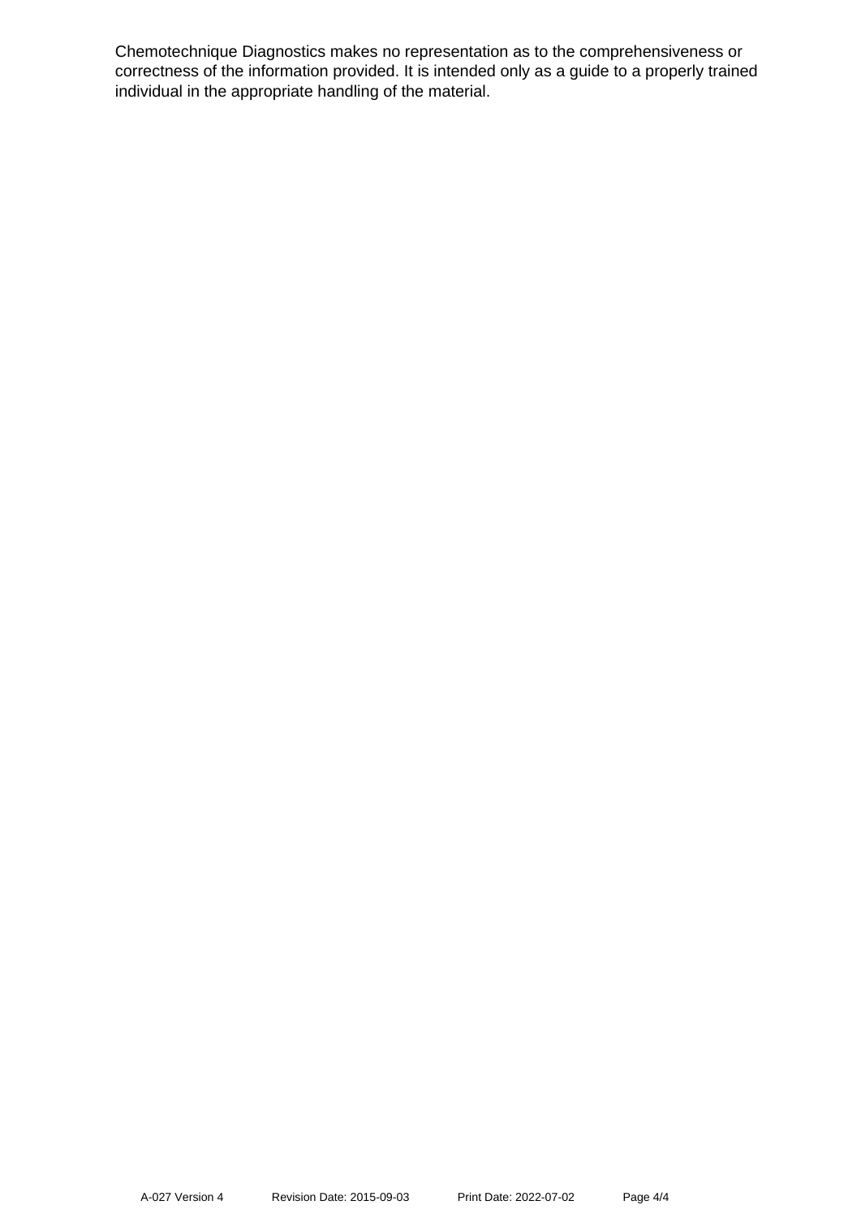Chemotechnique Diagnostics makes no representation as to the comprehensiveness or correctness of the information provided. It is intended only as a guide to a properly trained individual in the appropriate handling of the material.